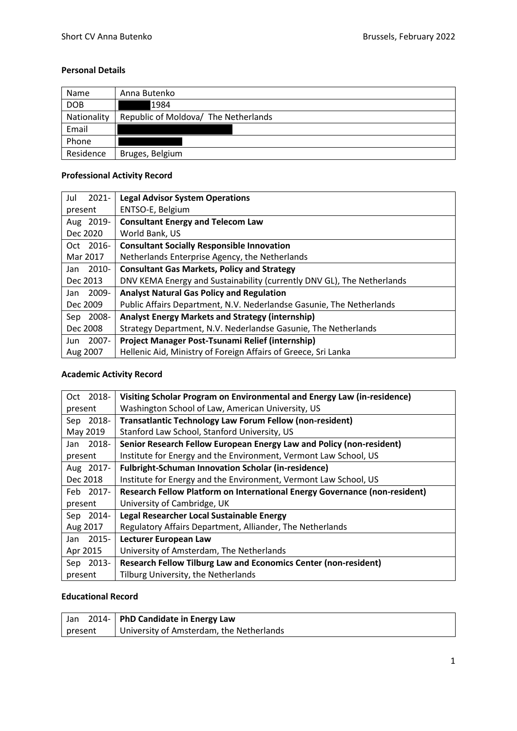Short CV Anna Butenko Brussels, February 2022

**Personal Details**

| Name | Anna Butenko |
|---|---|
| DOB | 1984 |
| Nationality | Republic of Moldova/ The Netherlands |
| Email | |
| Phone | |
| Residence | Bruges, Belgium |

**Professional Activity Record**

| | |
|---|---|
| Jul 2021-present | **Legal Advisor System Operations**<br>ENTSO-E, Belgium |
| Aug 2019-Dec 2020 | **Consultant Energy and Telecom Law**<br>World Bank, US |
| Oct 2016-Mar 2017 | **Consultant Socially Responsible Innovation**<br>Netherlands Enterprise Agency, the Netherlands |
| Jan 2010-Dec 2013 | **Consultant Gas Markets, Policy and Strategy**<br>DNV KEMA Energy and Sustainability (currently DNV GL), The Netherlands |
| Jan 2009-Dec 2009 | **Analyst Natural Gas Policy and Regulation**<br>Public Affairs Department, N.V. Nederlandse Gasunie, The Netherlands |
| Sep 2008-Dec 2008 | **Analyst Energy Markets and Strategy (internship)**<br>Strategy Department, N.V. Nederlandse Gasunie, The Netherlands |
| Jun 2007-Aug 2007 | **Project Manager Post-Tsunami Relief (internship)**<br>Hellenic Aid, Ministry of Foreign Affairs of Greece, Sri Lanka |

**Academic Activity Record**

| | |
|---|---|
| Oct 2018-present | **Visiting Scholar Program on Environmental and Energy Law (in-residence)**<br>Washington School of Law, American University, US |
| Sep 2018-May 2019 | **Transatlantic Technology Law Forum Fellow (non-resident)**<br>Stanford Law School, Stanford University, US |
| Jan 2018-present | **Senior Research Fellow European Energy Law and Policy (non-resident)**<br>Institute for Energy and the Environment, Vermont Law School, US |
| Aug 2017-Dec 2018 | **Fulbright-Schuman Innovation Scholar (in-residence)**<br>Institute for Energy and the Environment, Vermont Law School, US |
| Feb 2017-present | **Research Fellow Platform on International Energy Governance (non-resident)**<br>University of Cambridge, UK |
| Sep 2014-Aug 2017 | **Legal Researcher Local Sustainable Energy**<br>Regulatory Affairs Department, Alliander, The Netherlands |
| Jan 2015-Apr 2015 | **Lecturer European Law**<br>University of Amsterdam, The Netherlands |
| Sep 2013-present | **Research Fellow Tilburg Law and Economics Center (non-resident)**<br>Tilburg University, the Netherlands |

**Educational Record**

| | |
|---|---|
| Jan 2014-present | **PhD Candidate in Energy Law**<br>University of Amsterdam, the Netherlands |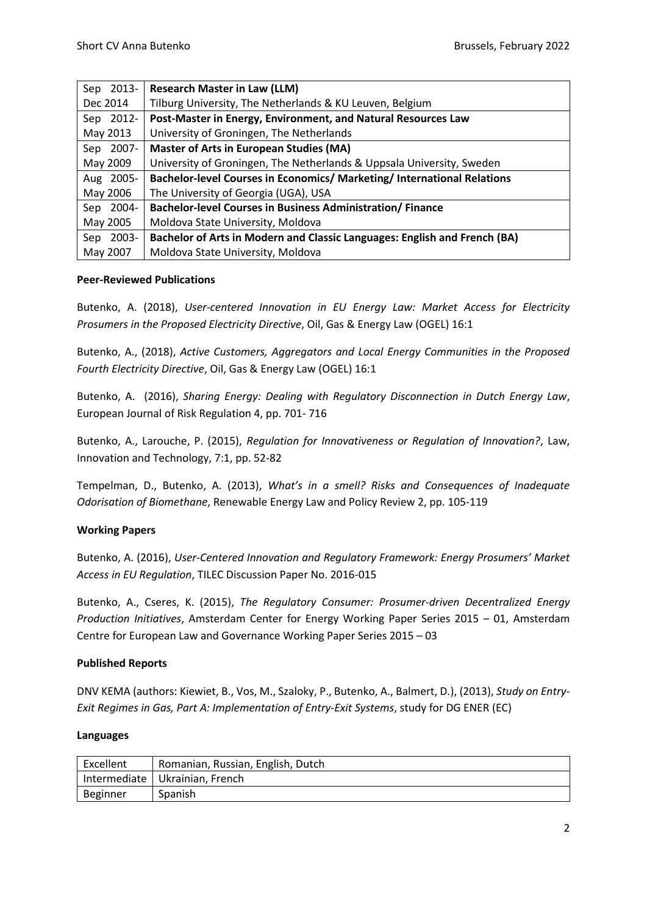| | |
|---|---|
| Sep 2013- Dec 2014 | **Research Master in Law (LLM)**<br>Tilburg University, The Netherlands & KU Leuven, Belgium |
| Sep 2012- May 2013 | **Post-Master in Energy, Environment, and Natural Resources Law**<br>University of Groningen, The Netherlands |
| Sep 2007- May 2009 | **Master of Arts in European Studies (MA)**<br>University of Groningen, The Netherlands & Uppsala University, Sweden |
| Aug 2005- May 2006 | **Bachelor-level Courses in Economics/ Marketing/ International Relations**<br>The University of Georgia (UGA), USA |
| Sep 2004- May 2005 | **Bachelor-level Courses in Business Administration/ Finance**<br>Moldova State University, Moldova |
| Sep 2003- May 2007 | **Bachelor of Arts in Modern and Classic Languages: English and French (BA)**<br>Moldova State University, Moldova |

**Peer-Reviewed Publications**

Butenko, A. (2018), *User-centered Innovation in EU Energy Law: Market Access for Electricity Prosumers in the Proposed Electricity Directive*, Oil, Gas & Energy Law (OGEL) 16:1

Butenko, A., (2018), *Active Customers, Aggregators and Local Energy Communities in the Proposed Fourth Electricity Directive*, Oil, Gas & Energy Law (OGEL) 16:1

Butenko, A. (2016), *Sharing Energy: Dealing with Regulatory Disconnection in Dutch Energy Law*, European Journal of Risk Regulation 4, pp. 701- 716

Butenko, A., Larouche, P. (2015), *Regulation for Innovativeness or Regulation of Innovation?*, Law, Innovation and Technology, 7:1, pp. 52-82

Tempelman, D., Butenko, A. (2013), *What's in a smell? Risks and Consequences of Inadequate Odorisation of Biomethane*, Renewable Energy Law and Policy Review 2, pp. 105-119

**Working Papers**

Butenko, A. (2016), *User-Centered Innovation and Regulatory Framework: Energy Prosumers' Market Access in EU Regulation*, TILEC Discussion Paper No. 2016-015

Butenko, A., Cseres, K. (2015), *The Regulatory Consumer: Prosumer-driven Decentralized Energy Production Initiatives*, Amsterdam Center for Energy Working Paper Series 2015 – 01, Amsterdam Centre for European Law and Governance Working Paper Series 2015 – 03

**Published Reports**

DNV KEMA (authors: Kiewiet, B., Vos, M., Szaloky, P., Butenko, A., Balmert, D.), (2013), *Study on Entry-Exit Regimes in Gas, Part A: Implementation of Entry-Exit Systems*, study for DG ENER (EC)

**Languages**

| | |
|---|---|
| Excellent | Romanian, Russian, English, Dutch |
| Intermediate | Ukrainian, French |
| Beginner | Spanish |